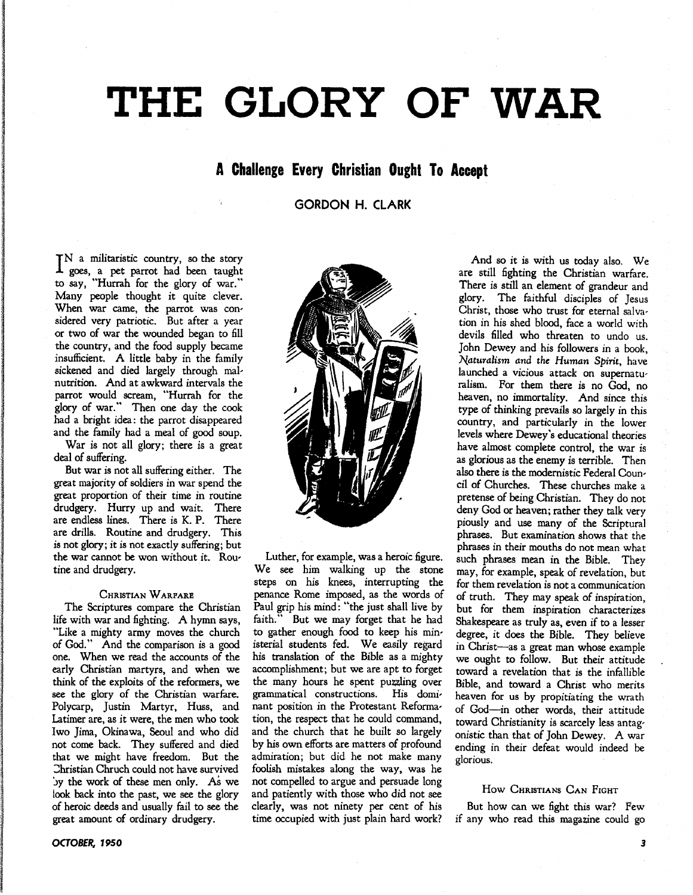# THE GLORY OF WAR

## A Challenge Every Christian Ought To Accept

GORDON H. CLARK

IN a militaristic country, so the story goes, a pet parrot had been taught to say, "Hurrah for the glory of war." Many people thought it quite clever. When war came, the parrot was considered very patriotic. But after a year or two of war the wounded began to fill the country, and the food supply became insufficient. A little baby in the family sickened and died largely through malnutrition. And at awkward intervals the parrot would scream, "Hurrah for the glory of war." Then one day the cook had a bright idea: the parrot disappeared and the family had a meal of good soup.

War is not all glory; there is a great deal of suffering.

But war is not all suffering either. The great majority of soldiers in war spend the great proportion of their time in routine drudgery. Hurry up and wait. There are endless lines. There is K. P. There are drills. Routine and drudgery. This is not glory; it is not exactly suffering; but the war cannot be won without it. Routine and drudgery.

### Christian Warfare

The Scriptures compare the Christian life with war and fighting. A hymn says, "Like a mighty army moves the church of God." And the comparison is a good one. When we read the accounts of the early Christian martyrs, and when we think of the exploits of the reformers, we see the glory of the Christian warfare. Polycarp, Justin Martyr, Huss, and Latimer are, as it were, the men who took Iwo Jima, Okinawa, Seoul and who did not come back. They suffered and died that we might have freedom. But the Christian Chruch could not have survived by the work of these men only. As we look back into the past, we see the glory of heroic deeds and usually fail to see the great amount of ordinary drudgery.

Luther, for example, was a heroic figure. We see him walking up the stone steps on his knees, interrupting the penance Rome imposed, as the words of Paul grip his mind: "the just shall live by faith." But we may forget that he had to gather enough food to keep his ministerial students fed. We easily regard his translation of the Bible as a mighty accomplishment; but we are apt to forget the many hours he spent puzzling over grammatical constructions. His dominant position in the Protestant Reformation, the respect that he could command, and the church that he built so largely by his own efforts are matters of profound admiration; but did he not make many foolish mistakes along the way, was he not compelled to argue and persuade long and patiently with those who did not see clearly, was not ninety per cent of his time occupied with just plain hard work?

And so it is with us today also. We are still fighting the Christian warfare. There is still an element of grandeur and glory. The faithful disciples of Jesus Christ, those who trust for eternal salvation in his shed blood, face a world with devils filled who threaten to undo us. John Dewey and his followers in a book, *Naturalism and the Human Spirit*, have launched a vicious attack on supernaturalism. For them there is no God, no heaven, no immortality. And since this type of thinking prevails so largely in this country, and particularly in the lower levels where Dewey's educational theories have almost complete control, the war is as glorious as the enemy is terrible. Then also there is the modernistic Federal Council of Churches. These churches make a pretense of being Christian. They do not deny God or heaven; rather they talk very piously and use many of the Scriptural phrases. But examination shows that the phrases in their mouths do not mean what such phrases mean in the Bible. They may, for example, speak of revelation, but for them revelation is not a communication of truth. They may speak of inspiration, but for them inspiration characterizes Shakespeare as truly as, even if to a lesser degree, it does the Bible. They believe in Christ—as a great man whose example we ought to follow. But their attitude toward a revelation that is the infallible Bible, and toward a Christ who merits heaven for us by propitiating the wrath of God—in other words, their attitude toward Christianity is scarcely less antagonistic than that of John Dewey. A war ending in their defeat would indeed be glorious.

### How Christians Can Fight

But how can we fight this war? Few if any who read this magazine could go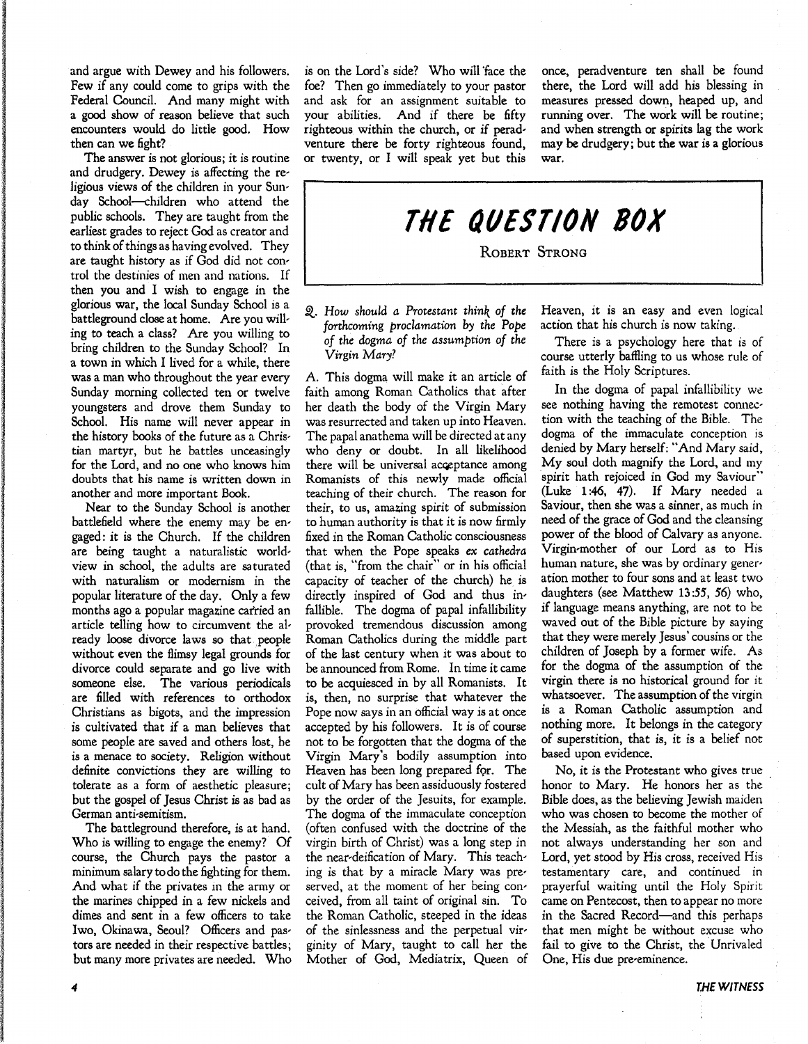and argue with Dewey and his followers. Few if any could come to grips with the Federal Council. And many might with a good show of reason believe that such encounters would do little good. How then can we fight?

The answer is not glorious; it is routine and drudgery. Dewey is affecting the religious views of the children in your Sunday School—children who attend the public schools. They are taught from the earliest grades to reject God as creator and to think of things as having evolved. They are taught history as if God did not control the destinies of men and nations. If then you and I wish to engage in the glorious war, the local Sunday School is a battleground close at home. Are you willing to teach a class? Are you willing to bring children to the Sunday School? In a town in which I lived for a while, there was a man who throughout the year every Sunday morning collected ten or twelve youngsters and drove them Sunday to School. His name will never appear in the history books of the future as a Christian martyr, but he battles unceasingly for the Lord, and no one who knows him doubts that his name is written down in another and more important Book.

Near to the Sunday School is another battlefield where the enemy may be engaged: it is the Church. If the children are being taught a naturalistic worldview in school, the adults are saturated with naturalism or modernism in the popular literature of the day. Only a few months ago a popular magazine carried an article telling how to circumvent the already loose divorce laws so that people without even the flimsy legal grounds for divorce could separate and go live with someone else. The various periodicals are filled with references to orthodox Christians as bigots, and the impression is cultivated that if a man believes that some people are saved and others lost, he is a menace to society. Religion without definite convictions they are willing to tolerate as a form of aesthetic pleasure; but the gospel of Jesus Christ is as bad as German anti-semitism.

The battleground therefore, is at hand. Who is willing to engage the enemy? Of course, the Church pays the pastor a minimum salary to do the fighting for them. And what if the privates in the army or the marines chipped in a few nickels and dimes and sent in a few officers to take Iwo, Okinawa, Seoul? Officers and pastors are needed in their respective battles; but many more privates are needed. Who is on the Lord's side? Who will face the foe? Then go immediately to your pastor and ask for an assignment suitable to your abilities. And if there be fifty righteous within the church, or if peradventure there be forty righteous found, or twenty, or I will speak yet but this once, peradventure ten shall be found there, the Lord will add his blessing in measures pressed down, heaped up, and running over. The work will be routine; and when strength or spirits lag the work may be drudgery; but the war is a glorious war.

# THE QUESTION BOX

ROBERT STRONG

*Q. How should a Protestant think of the forthcoming proclamation by the Pope of the dogma of the assumption of the Virgin Mary?*

A. This dogma will make it an article of faith among Roman Catholics that after her death the body of the Virgin Mary was resurrected and taken up into Heaven. The papal anathema will be directed at any who deny or doubt. In all likelihood there will be universal acceptance among Romanists of this newly made official teaching of their church. The reason for their, to us, amazing spirit of submission to human authority is that it is now firmly fixed in the Roman Catholic consciousness that when the Pope speaks *ex cathedra* (that is, "from the chair" or in his official capacity of teacher of the church) he is directly inspired of God and thus infallible. The dogma of papal infallibility provoked tremendous discussion among Roman Catholics during the middle part of the last century when it was about to be announced from Rome. In time it came to be acquiesced in by all Romanists. It is, then, no surprise that whatever the Pope now says in an official way is at once accepted by his followers. It is of course not to be forgotten that the dogma of the Virgin Mary's bodily assumption into Heaven has been long prepared for. The cult of Mary has been assiduously fostered by the order of the Jesuits, for example. The dogma of the immaculate conception (often confused with the doctrine of the virgin birth of Christ) was a long step in the near-deification of Mary. This teaching is that by a miracle Mary was preserved, at the moment of her being conceived, from all taint of original sin. To the Roman Catholic, steeped in the ideas of the sinlessness and the perpetual virginity of Mary, taught to call her the Mother of God, Mediatrix, Queen of Heaven, it is an easy and even logical action that his church is now taking.

There is a psychology here that is of course utterly baffling to us whose rule of faith is the Holy Scriptures.

In the dogma of papal infallibility we see nothing having the remotest connection with the teaching of the Bible. The dogma of the immaculate conception is denied by Mary herself: "And Mary said, My soul doth magnify the Lord, and my spirit hath rejoiced in God my Saviour" (Luke 1:46, 47). If Mary needed a Saviour, then she was a sinner, as much in need of the grace of God and the cleansing power of the blood of Calvary as anyone. Virgin-mother of our Lord as to His human nature, she was by ordinary generation mother to four sons and at least two daughters (see Matthew 13:55, 56) who, if language means anything, are not to be waved out of the Bible picture by saying that they were merely Jesus' cousins or the children of Joseph by a former wife. As for the dogma of the assumption of the virgin there is no historical ground for it whatsoever. The assumption of the virgin is a Roman Catholic assumption and nothing more. It belongs in the category of superstition, that is, it is a belief not based upon evidence.

No, it is the Protestant who gives true honor to Mary. He honors her as the Bible does, as the believing Jewish maiden who was chosen to become the mother of the Messiah, as the faithful mother who not always understanding her son and Lord, yet stood by His cross, received His testamentary care, and continued in prayerful waiting until the Holy Spirit came on Pentecost, then to appear no more in the Sacred Record—and this perhaps that men might be without excuse who fail to give to the Christ, the Unrivaled One, His due pre-eminence.